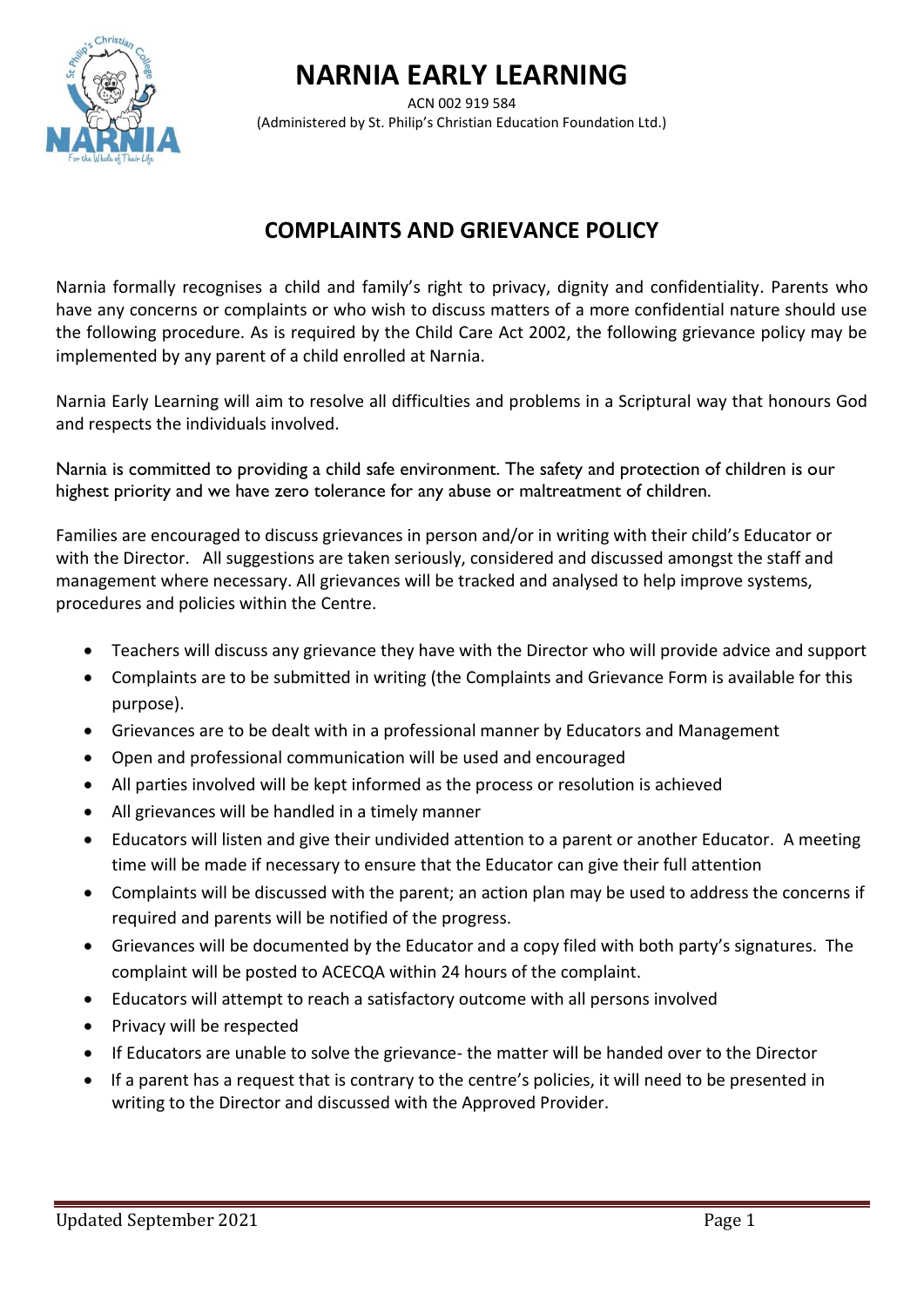# NARNIA EARLY LEARNING

ACN 002 919 584
(Administered by St. Philip's Christian Education Foundation Ltd.)

## COMPLAINTS AND GRIEVANCE POLICY

Narnia formally recognises a child and family's right to privacy, dignity and confidentiality. Parents who have any concerns or complaints or who wish to discuss matters of a more confidential nature should use the following procedure. As is required by the Child Care Act 2002, the following grievance policy may be implemented by any parent of a child enrolled at Narnia.

Narnia Early Learning will aim to resolve all difficulties and problems in a Scriptural way that honours God and respects the individuals involved.

Narnia is committed to providing a child safe environment. The safety and protection of children is our highest priority and we have zero tolerance for any abuse or maltreatment of children.

Families are encouraged to discuss grievances in person and/or in writing with their child's Educator or with the Director. All suggestions are taken seriously, considered and discussed amongst the staff and management where necessary. All grievances will be tracked and analysed to help improve systems, procedures and policies within the Centre.

- Teachers will discuss any grievance they have with the Director who will provide advice and support
- Complaints are to be submitted in writing (the Complaints and Grievance Form is available for this purpose).
- Grievances are to be dealt with in a professional manner by Educators and Management
- Open and professional communication will be used and encouraged
- All parties involved will be kept informed as the process or resolution is achieved
- All grievances will be handled in a timely manner
- Educators will listen and give their undivided attention to a parent or another Educator. A meeting time will be made if necessary to ensure that the Educator can give their full attention
- Complaints will be discussed with the parent; an action plan may be used to address the concerns if required and parents will be notified of the progress.
- Grievances will be documented by the Educator and a copy filed with both party's signatures. The complaint will be posted to ACECQA within 24 hours of the complaint.
- Educators will attempt to reach a satisfactory outcome with all persons involved
- Privacy will be respected
- If Educators are unable to solve the grievance- the matter will be handed over to the Director
- If a parent has a request that is contrary to the centre's policies, it will need to be presented in writing to the Director and discussed with the Approved Provider.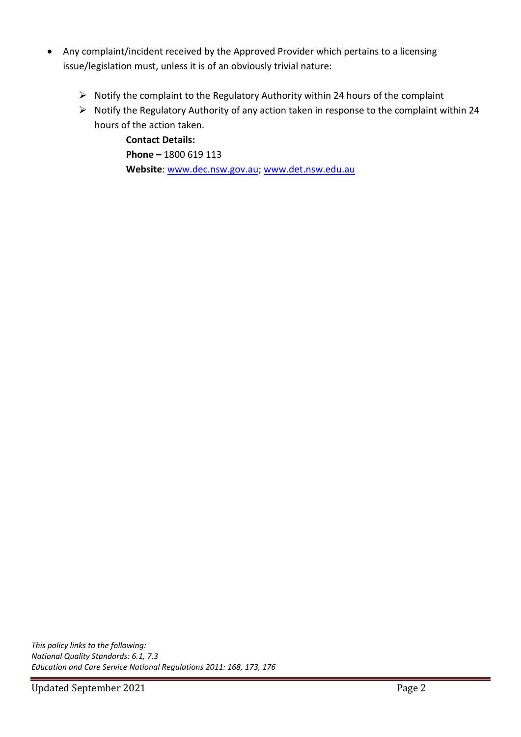- Any complaint/incident received by the Approved Provider which pertains to a licensing issue/legislation must, unless it is of an obviously trivial nature:
  - Notify the complaint to the Regulatory Authority within 24 hours of the complaint
  - Notify the Regulatory Authority of any action taken in response to the complaint within 24 hours of the action taken.

    **Contact Details:**
    **Phone –** 1800 619 113
    **Website**: [www.dec.nsw.gov.au](http://www.dec.nsw.gov.au); [www.det.nsw.edu.au](http://www.det.nsw.edu.au)

*This policy links to the following:*
*National Quality Standards: 6.1, 7.3*
*Education and Care Service National Regulations 2011: 168, 173, 176*

Updated September 2021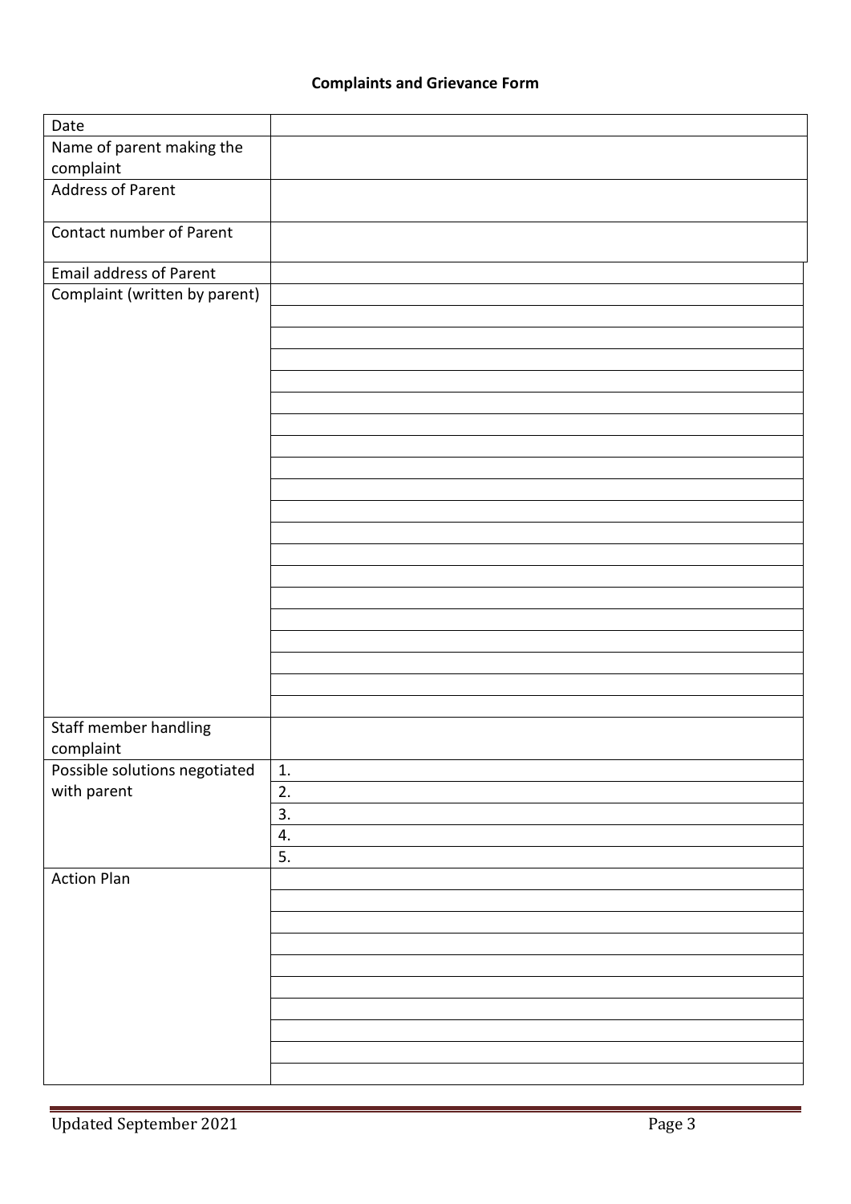**Complaints and Grievance Form**

| | |
|---|---|
| Date | |
| Name of parent making the complaint | |
| Address of Parent | |
| Contact number of Parent | |
| Email address of Parent | |
| Complaint (written by parent) | |
| | |
| | |
| | |
| | |
| | |
| | |
| | |
| | |
| | |
| | |
| | |
| | |
| | |
| | |
| | |
| | |
| | |
| | |
| | |
| Staff member handling complaint | |
| Possible solutions negotiated with parent | 1. |
| | 2. |
| | 3. |
| | 4. |
| | 5. |
| Action Plan | |
| | |
| | |
| | |
| | |
| | |
| | |
| | |
| | |
| | |

Updated September 2021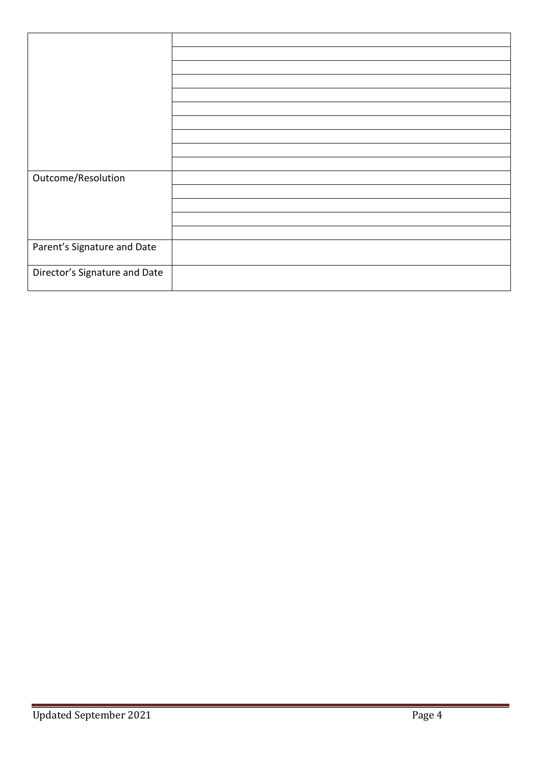| | |
|---|---|
| | |
| | |
| | |
| | |
| | |
| | |
| | |
| | |
| | |
| | |
| Outcome/Resolution | |
| | |
| | |
| | |
| | |
| Parent’s Signature and Date | |
| Director’s Signature and Date | |

Updated September 2021